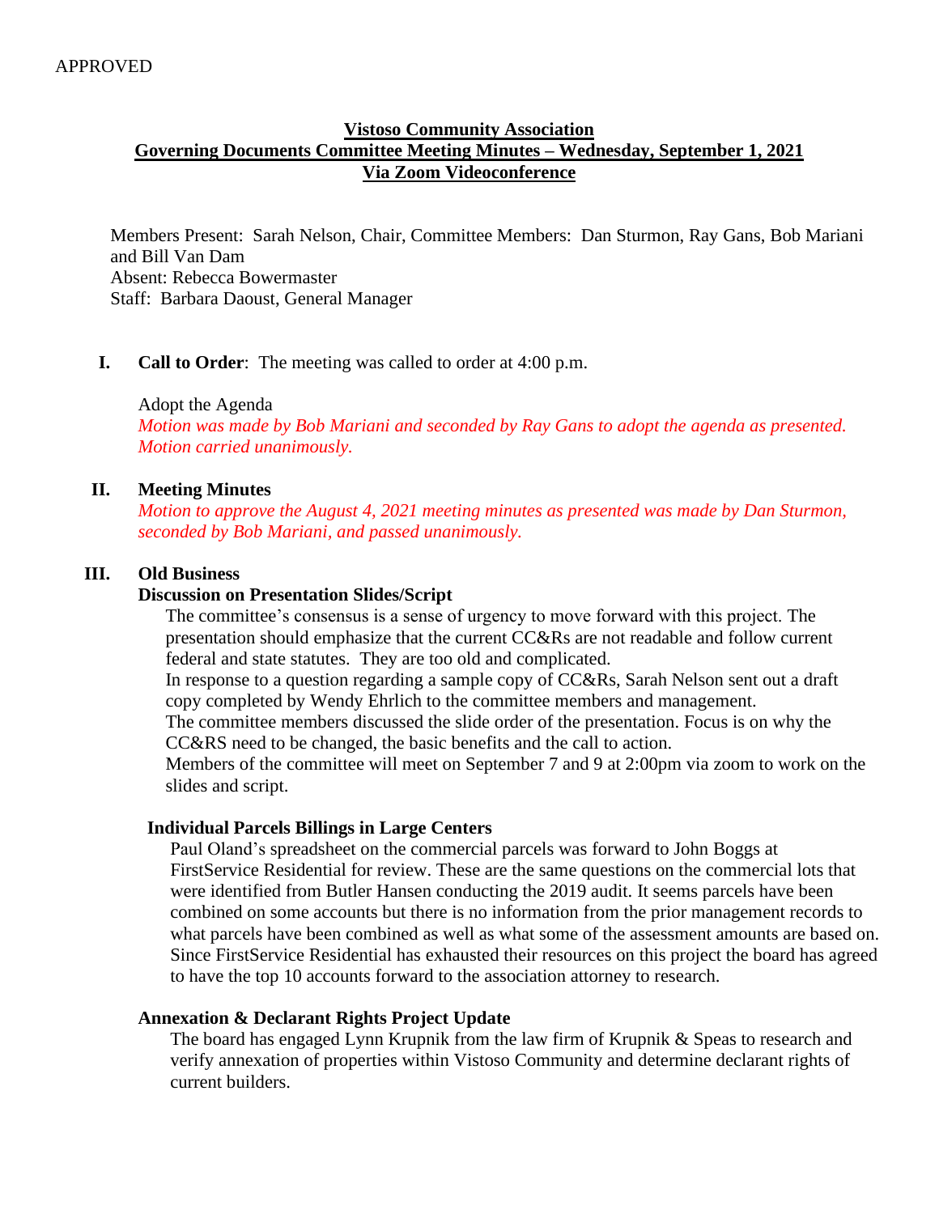APPROVED

**Vistoso Community Association**
**Governing Documents Committee Meeting Minutes – Wednesday, September 1, 2021**
**Via Zoom Videoconference**

Members Present: Sarah Nelson, Chair, Committee Members: Dan Sturmon, Ray Gans, Bob Mariani and Bill Van Dam
Absent: Rebecca Bowermaster
Staff: Barbara Daoust, General Manager

**I. Call to Order**: The meeting was called to order at 4:00 p.m.

Adopt the Agenda
*Motion was made by Bob Mariani and seconded by Ray Gans to adopt the agenda as presented. Motion carried unanimously.*

**II. Meeting Minutes**
*Motion to approve the August 4, 2021 meeting minutes as presented was made by Dan Sturmon, seconded by Bob Mariani, and passed unanimously.*

**III. Old Business**

**Discussion on Presentation Slides/Script**

The committee's consensus is a sense of urgency to move forward with this project. The presentation should emphasize that the current CC&Rs are not readable and follow current federal and state statutes. They are too old and complicated.
In response to a question regarding a sample copy of CC&Rs, Sarah Nelson sent out a draft copy completed by Wendy Ehrlich to the committee members and management.
The committee members discussed the slide order of the presentation. Focus is on why the CC&RS need to be changed, the basic benefits and the call to action.
Members of the committee will meet on September 7 and 9 at 2:00pm via zoom to work on the slides and script.

**Individual Parcels Billings in Large Centers**

Paul Oland's spreadsheet on the commercial parcels was forward to John Boggs at FirstService Residential for review. These are the same questions on the commercial lots that were identified from Butler Hansen conducting the 2019 audit. It seems parcels have been combined on some accounts but there is no information from the prior management records to what parcels have been combined as well as what some of the assessment amounts are based on. Since FirstService Residential has exhausted their resources on this project the board has agreed to have the top 10 accounts forward to the association attorney to research.

**Annexation & Declarant Rights Project Update**

The board has engaged Lynn Krupnik from the law firm of Krupnik & Speas to research and verify annexation of properties within Vistoso Community and determine declarant rights of current builders.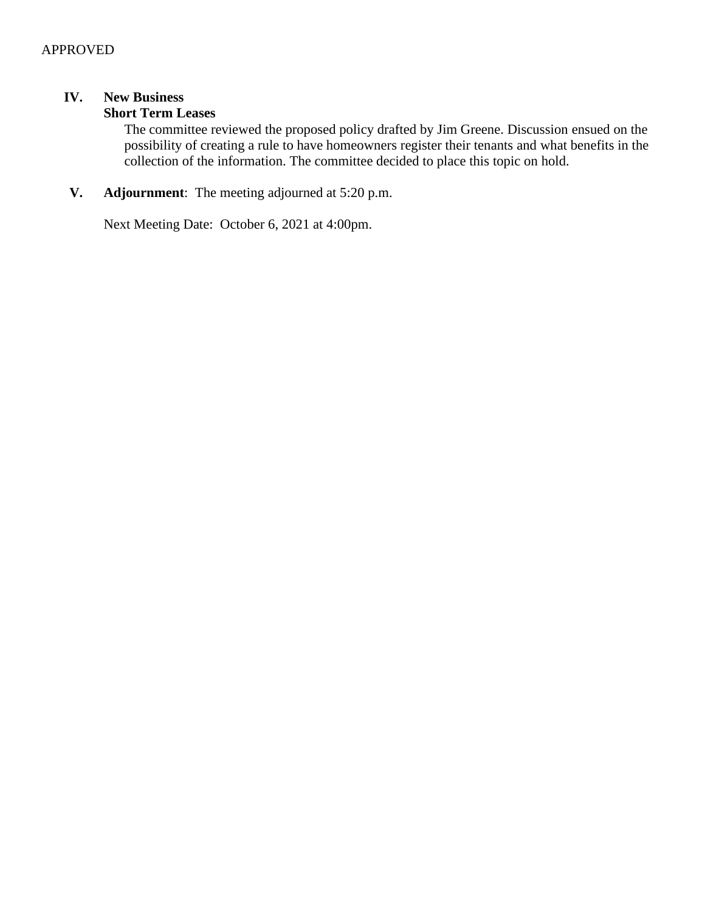APPROVED

**IV. New Business**

**Short Term Leases**

The committee reviewed the proposed policy drafted by Jim Greene. Discussion ensued on the possibility of creating a rule to have homeowners register their tenants and what benefits in the collection of the information. The committee decided to place this topic on hold.

**V. Adjournment**: The meeting adjourned at 5:20 p.m.

Next Meeting Date: October 6, 2021 at 4:00pm.